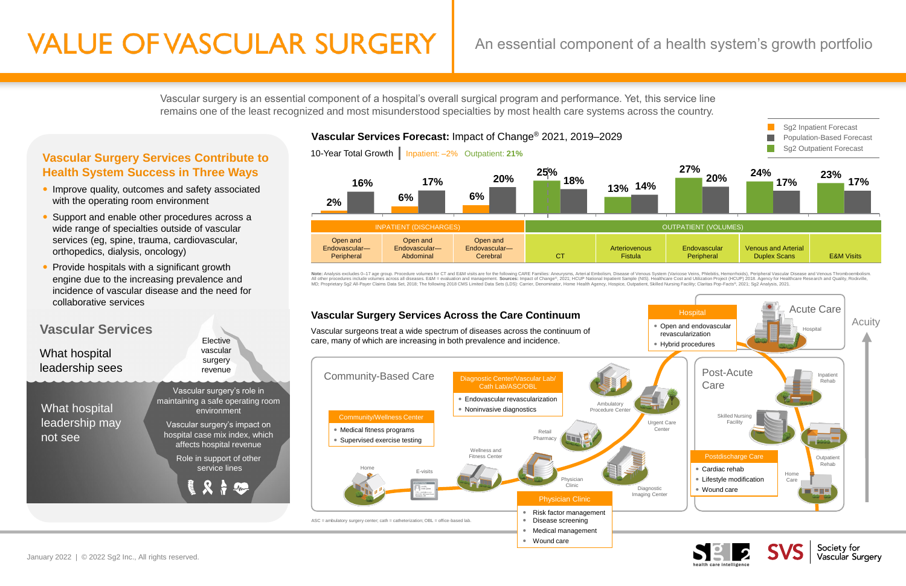# VALUE OF VASCULAR SURGERY

An essential component of a health system's growth portfolio

Vascular surgery is an essential component of a hospital's overall surgical program and performance. Yet, this service line remains one of the least recognized and most misunderstood specialties by most health care systems across the country.

## Vascular Surgery Services Contribute to Health System Success in Three Ways

- Improve quality, outcomes and safety associated with the operating room environment
- Support and enable other procedures across a wide range of specialties outside of vascular services (eg, spine, trauma, cardiovascular, orthopedics, dialysis, oncology)
- Provide hospitals with a significant growth engine due to the increasing prevalence and incidence of vascular disease and the need for collaborative services

## Vascular Services

**What hospital leadership sees**

- Elective vascular surgery revenue

**What hospital leadership may not see**

- Vascular surgery's role in maintaining a safe operating room environment
- Vascular surgery's impact on hospital case mix index, which affects hospital revenue
- Role in support of other service lines

## Vascular Services Forecast: Impact of Change® 2021, 2019–2029

10-Year Total Growth | Inpatient: –2% | Outpatient: **21%**

Legend: Sg2 Inpatient Forecast; Population-Based Forecast; Sg2 Outpatient Forecast

| Category | Service | Sg2 Forecast | Population-Based Forecast |
|---|---|---|---|
| Inpatient (Discharges) | Open and Endovascular—Peripheral | 2% | 16% |
| Inpatient (Discharges) | Open and Endovascular—Abdominal | 6% | 17% |
| Inpatient (Discharges) | Open and Endovascular—Cerebral | 6% | 20% |
| Outpatient (Volumes) | CT | 25% | 18% |
| Outpatient (Volumes) | Arteriovenous Fistula | 13% | 14% |
| Outpatient (Volumes) | Endovascular Peripheral | 27% | 20% |
| Outpatient (Volumes) | Venous and Arterial Duplex Scans | 24% | 17% |
| Outpatient (Volumes) | E&M Visits | 23% | 17% |

**Note:** Analysis excludes 0–17 age group. Procedure volumes for CT and E&M visits are for the following CARE Families: Aneurysms, Arterial Embolism, Disease of Venous System (Varicose Veins, Phlebitis, Hemorrhoids), Peripheral Vascular Disease and Venous Thromboembolism. All other procedures include volumes across all diseases. E&M = evaluation and management. **Sources:** Impact of Change®, 2021; HCUP National Inpatient Sample (NIS). Healthcare Cost and Utilization Project (HCUP) 2018. Agency for Healthcare Research and Quality, Rockville, MD; Proprietary Sg2 All-Payer Claims Data Set, 2018; The following 2018 CMS Limited Data Sets (LDS): Carrier, Denominator, Home Health Agency, Hospice, Outpatient, Skilled Nursing Facility; Claritas Pop-Facts®, 2021; Sg2 Analysis, 2021.

## Vascular Surgery Services Across the Care Continuum

Vascular surgeons treat a wide spectrum of diseases across the continuum of care, many of which are increasing in both prevalence and incidence.

**Community-Based Care**

Home · E-visits · Wellness and Fitness Center · Physician Clinic · Retail Pharmacy · Ambulatory Procedure Center · Urgent Care Center · Diagnostic Imaging Center

**Community/Wellness Center**
- Medical fitness programs
- Supervised exercise testing

**Diagnostic Center/Vascular Lab/ Cath Lab/ASC/OBL**
- Endovascular revascularization
- Noninvasive diagnostics

**Physician Clinic**
- Risk factor management
- Disease screening
- Medical management
- Wound care

**Acute Care**

Hospital

**Hospital**
- Open and endovascular revascularization
- Hybrid procedures

**Post-Acute Care**

Inpatient Rehab · Skilled Nursing Facility · Outpatient Rehab · Home Care

**Postdischarge Care**
- Cardiac rehab
- Lifestyle modification
- Wound care

Acuity

ASC = ambulatory surgery center; cath = catheterization; OBL = office-based lab.

January 2022 | © 2022 Sg2 Inc., All rights reserved.

Sg2 health care intelligence · SVS Society for Vascular Surgery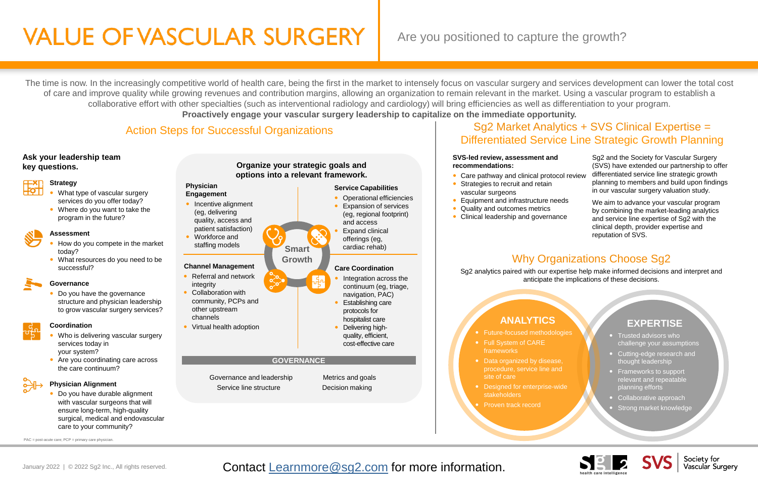# VALUE OF VASCULAR SURGERY

Are you positioned to capture the growth?

The time is now. In the increasingly competitive world of health care, being the first in the market to intensely focus on vascular surgery and services development can lower the total cost of care and improve quality while growing revenues and contribution margins, allowing an organization to remain relevant in the market. Using a vascular program to establish a collaborative effort with other specialties (such as interventional radiology and cardiology) will bring efficiencies as well as differentiation to your program.

**Proactively engage your vascular surgery leadership to capitalize on the immediate opportunity.**

## Action Steps for Successful Organizations

### Ask your leadership team key questions.

**Strategy**

- What type of vascular surgery services do you offer today?
- Where do you want to take the program in the future?

**Assessment**

- How do you compete in the market today?
- What resources do you need to be successful?

**Governance**

- Do you have the governance structure and physician leadership to grow vascular surgery services?

**Coordination**

- Who is delivering vascular surgery services today in your system?
- Are you coordinating care across the care continuum?

**Physician Alignment**

- Do you have durable alignment with vascular surgeons that will ensure long-term, high-quality surgical, medical and endovascular care to your community?

### Organize your strategic goals and options into a relevant framework.

Smart Growth

**Physician Engagement**

- Incentive alignment (eg, delivering quality, access and patient satisfaction)
- Workforce and staffing models

**Service Capabilities**

- Operational efficiencies
- Expansion of services (eg, regional footprint) and access
- Expand clinical offerings (eg, cardiac rehab)

**Channel Management**

- Referral and network integrity
- Collaboration with community, PCPs and other upstream channels
- Virtual health adoption

**Care Coordination**

- Integration across the continuum (eg, triage, navigation, PAC)
- Establishing care protocols for hospitalist care
- Delivering high-quality, efficient, cost-effective care

**GOVERNANCE**

Governance and leadership
Service line structure
Metrics and goals
Decision making

PAC = post-acute care; PCP = primary care physician.

## Sg2 Market Analytics + SVS Clinical Expertise = Differentiated Service Line Strategic Growth Planning

**SVS-led review, assessment and recommendations:**

- Care pathway and clinical protocol review
- Strategies to recruit and retain vascular surgeons
- Equipment and infrastructure needs
- Quality and outcomes metrics
- Clinical leadership and governance

Sg2 and the Society for Vascular Surgery (SVS) have extended our partnership to offer differentiated service line strategic growth planning to members and build upon findings in our vascular surgery valuation study.

We aim to advance your vascular program by combining the market-leading analytics and service line expertise of Sg2 with the clinical depth, provider expertise and reputation of SVS.

## Why Organizations Choose Sg2

Sg2 analytics paired with our expertise help make informed decisions and interpret and anticipate the implications of these decisions.

**ANALYTICS**

- Future-focused methodologies
- Full System of CARE frameworks
- Data organized by disease, procedure, service line and site of care
- Designed for enterprise-wide stakeholders
- Proven track record

**EXPERTISE**

- Trusted advisors who challenge your assumptions
- Cutting-edge research and thought leadership
- Frameworks to support relevant and repeatable planning efforts
- Collaborative approach
- Strong market knowledge

January 2022 | © 2022 Sg2 Inc., All rights reserved.

Contact Learnmore@sg2.com for more information.

Sg2 health care intelligence | SVS Society for Vascular Surgery